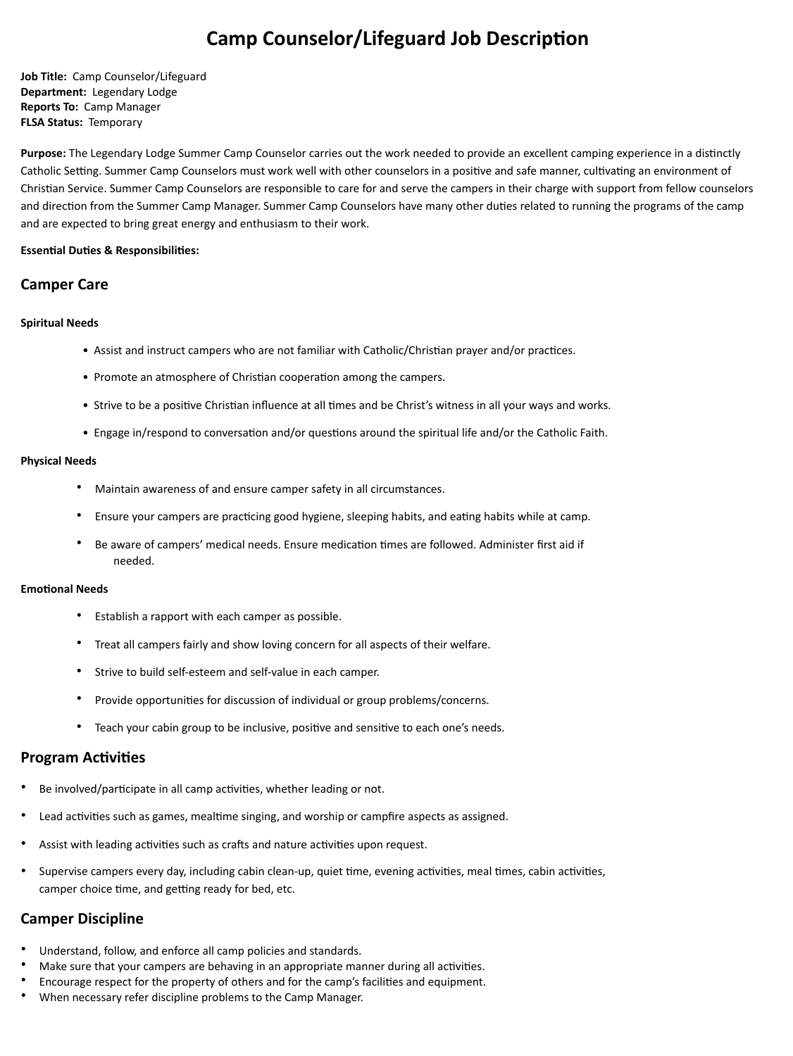# Camp Counselor/Lifeguard Job Description

**Job Title:** Camp Counselor/Lifeguard
**Department:** Legendary Lodge
**Reports To:** Camp Manager
**FLSA Status:** Temporary

**Purpose:** The Legendary Lodge Summer Camp Counselor carries out the work needed to provide an excellent camping experience in a distinctly Catholic Setting. Summer Camp Counselors must work well with other counselors in a positive and safe manner, cultivating an environment of Christian Service. Summer Camp Counselors are responsible to care for and serve the campers in their charge with support from fellow counselors and direction from the Summer Camp Manager. Summer Camp Counselors have many other duties related to running the programs of the camp and are expected to bring great energy and enthusiasm to their work.

**Essential Duties & Responsibilities:**

## Camper Care

**Spiritual Needs**

- Assist and instruct campers who are not familiar with Catholic/Christian prayer and/or practices.
- Promote an atmosphere of Christian cooperation among the campers.
- Strive to be a positive Christian influence at all times and be Christ's witness in all your ways and works.
- Engage in/respond to conversation and/or questions around the spiritual life and/or the Catholic Faith.

**Physical Needs**

- Maintain awareness of and ensure camper safety in all circumstances.
- Ensure your campers are practicing good hygiene, sleeping habits, and eating habits while at camp.
- Be aware of campers' medical needs. Ensure medication times are followed. Administer first aid if needed.

**Emotional Needs**

- Establish a rapport with each camper as possible.
- Treat all campers fairly and show loving concern for all aspects of their welfare.
- Strive to build self-esteem and self-value in each camper.
- Provide opportunities for discussion of individual or group problems/concerns.
- Teach your cabin group to be inclusive, positive and sensitive to each one's needs.

## Program Activities

- Be involved/participate in all camp activities, whether leading or not.
- Lead activities such as games, mealtime singing, and worship or campfire aspects as assigned.
- Assist with leading activities such as crafts and nature activities upon request.
- Supervise campers every day, including cabin clean-up, quiet time, evening activities, meal times, cabin activities, camper choice time, and getting ready for bed, etc.

## Camper Discipline

- Understand, follow, and enforce all camp policies and standards.
- Make sure that your campers are behaving in an appropriate manner during all activities.
- Encourage respect for the property of others and for the camp's facilities and equipment.
- When necessary refer discipline problems to the Camp Manager.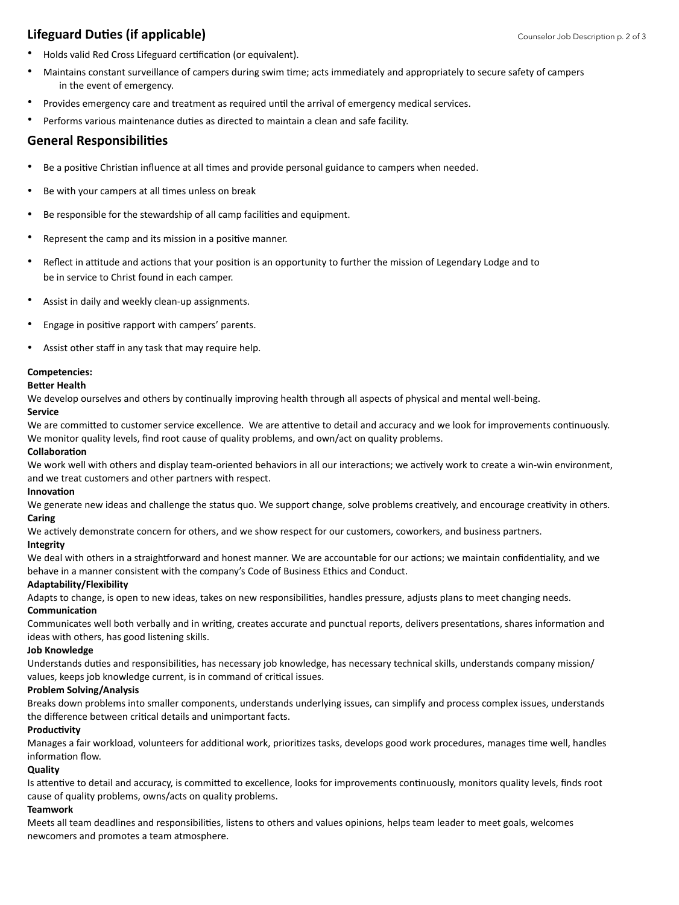## Lifeguard Duties (if applicable)

- Holds valid Red Cross Lifeguard certification (or equivalent).
- Maintains constant surveillance of campers during swim time; acts immediately and appropriately to secure safety of campers in the event of emergency.
- Provides emergency care and treatment as required until the arrival of emergency medical services.
- Performs various maintenance duties as directed to maintain a clean and safe facility.

## General Responsibilities

- Be a positive Christian influence at all times and provide personal guidance to campers when needed.
- Be with your campers at all times unless on break
- Be responsible for the stewardship of all camp facilities and equipment.
- Represent the camp and its mission in a positive manner.
- Reflect in attitude and actions that your position is an opportunity to further the mission of Legendary Lodge and to be in service to Christ found in each camper.
- Assist in daily and weekly clean-up assignments.
- Engage in positive rapport with campers' parents.
- Assist other staff in any task that may require help.

**Competencies:**

**Better Health**
We develop ourselves and others by continually improving health through all aspects of physical and mental well-being.

**Service**
We are committed to customer service excellence. We are attentive to detail and accuracy and we look for improvements continuously. We monitor quality levels, find root cause of quality problems, and own/act on quality problems.

**Collaboration**
We work well with others and display team-oriented behaviors in all our interactions; we actively work to create a win-win environment, and we treat customers and other partners with respect.

**Innovation**
We generate new ideas and challenge the status quo. We support change, solve problems creatively, and encourage creativity in others.

**Caring**
We actively demonstrate concern for others, and we show respect for our customers, coworkers, and business partners.

**Integrity**
We deal with others in a straightforward and honest manner. We are accountable for our actions; we maintain confidentiality, and we behave in a manner consistent with the company's Code of Business Ethics and Conduct.

**Adaptability/Flexibility**
Adapts to change, is open to new ideas, takes on new responsibilities, handles pressure, adjusts plans to meet changing needs.

**Communication**
Communicates well both verbally and in writing, creates accurate and punctual reports, delivers presentations, shares information and ideas with others, has good listening skills.

**Job Knowledge**
Understands duties and responsibilities, has necessary job knowledge, has necessary technical skills, understands company mission/ values, keeps job knowledge current, is in command of critical issues.

**Problem Solving/Analysis**
Breaks down problems into smaller components, understands underlying issues, can simplify and process complex issues, understands the difference between critical details and unimportant facts.

**Productivity**
Manages a fair workload, volunteers for additional work, prioritizes tasks, develops good work procedures, manages time well, handles information flow.

**Quality**
Is attentive to detail and accuracy, is committed to excellence, looks for improvements continuously, monitors quality levels, finds root cause of quality problems, owns/acts on quality problems.

**Teamwork**
Meets all team deadlines and responsibilities, listens to others and values opinions, helps team leader to meet goals, welcomes newcomers and promotes a team atmosphere.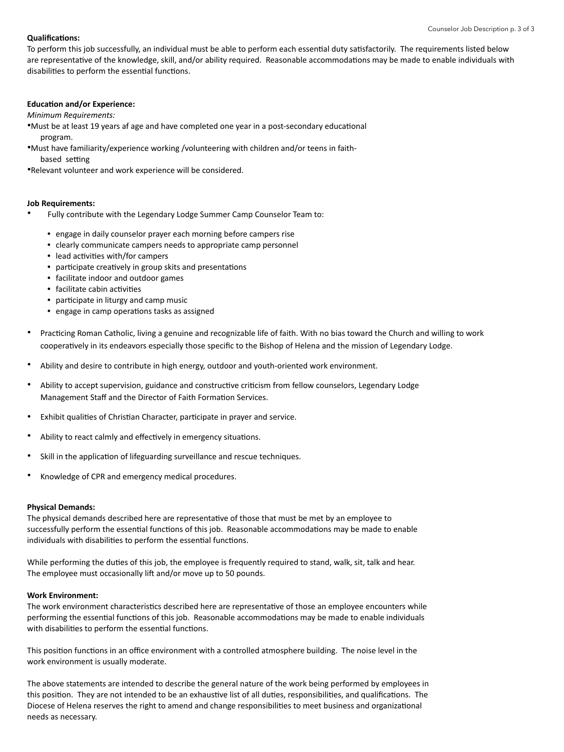**Qualifications:**

To perform this job successfully, an individual must be able to perform each essential duty satisfactorily. The requirements listed below are representative of the knowledge, skill, and/or ability required. Reasonable accommodations may be made to enable individuals with disabilities to perform the essential functions.

**Education and/or Experience:**

*Minimum Requirements:*

- Must be at least 19 years af age and have completed one year in a post-secondary educational program.
- Must have familiarity/experience working /volunteering with children and/or teens in faith-based setting
- Relevant volunteer and work experience will be considered.

**Job Requirements:**

- Fully contribute with the Legendary Lodge Summer Camp Counselor Team to:
  - engage in daily counselor prayer each morning before campers rise
  - clearly communicate campers needs to appropriate camp personnel
  - lead activities with/for campers
  - participate creatively in group skits and presentations
  - facilitate indoor and outdoor games
  - facilitate cabin activities
  - participate in liturgy and camp music
  - engage in camp operations tasks as assigned
- Practicing Roman Catholic, living a genuine and recognizable life of faith. With no bias toward the Church and willing to work cooperatively in its endeavors especially those specific to the Bishop of Helena and the mission of Legendary Lodge.
- Ability and desire to contribute in high energy, outdoor and youth-oriented work environment.
- Ability to accept supervision, guidance and constructive criticism from fellow counselors, Legendary Lodge Management Staff and the Director of Faith Formation Services.
- Exhibit qualities of Christian Character, participate in prayer and service.
- Ability to react calmly and effectively in emergency situations.
- Skill in the application of lifeguarding surveillance and rescue techniques.
- Knowledge of CPR and emergency medical procedures.

**Physical Demands:**

The physical demands described here are representative of those that must be met by an employee to successfully perform the essential functions of this job. Reasonable accommodations may be made to enable individuals with disabilities to perform the essential functions.

While performing the duties of this job, the employee is frequently required to stand, walk, sit, talk and hear. The employee must occasionally lift and/or move up to 50 pounds.

**Work Environment:**

The work environment characteristics described here are representative of those an employee encounters while performing the essential functions of this job. Reasonable accommodations may be made to enable individuals with disabilities to perform the essential functions.

This position functions in an office environment with a controlled atmosphere building. The noise level in the work environment is usually moderate.

The above statements are intended to describe the general nature of the work being performed by employees in this position. They are not intended to be an exhaustive list of all duties, responsibilities, and qualifications. The Diocese of Helena reserves the right to amend and change responsibilities to meet business and organizational needs as necessary.